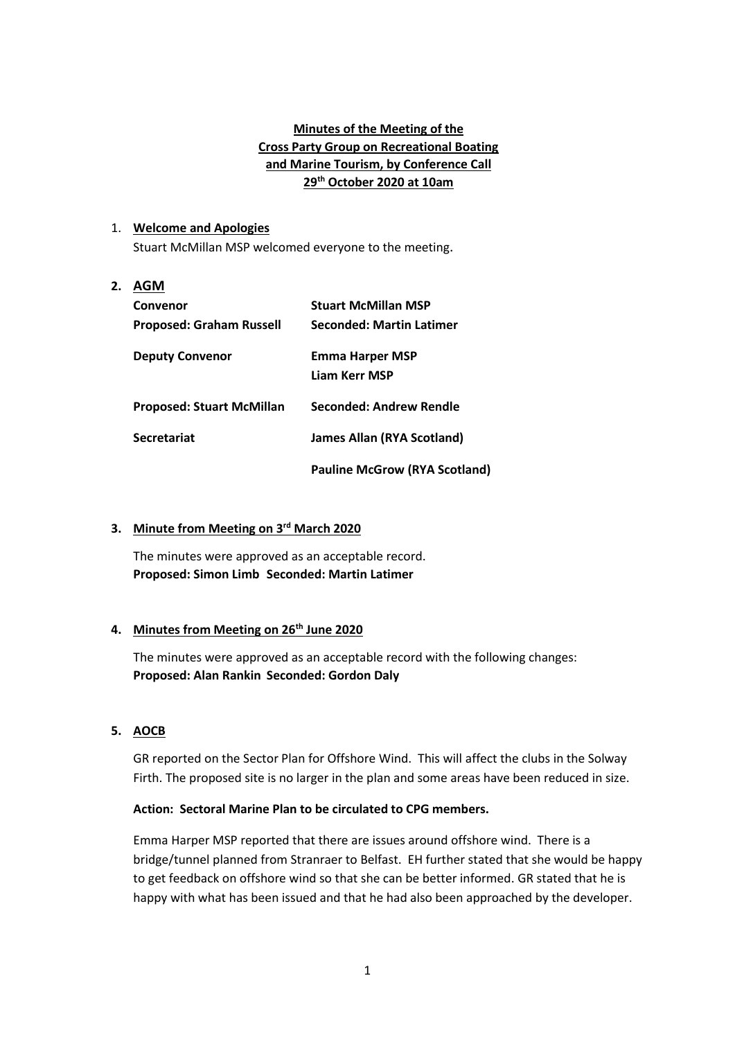**Minutes of the Meeting of the**
**Cross Party Group on Recreational Boating**
**and Marine Tourism, by Conference Call**
**29th October 2020 at 10am**

1. **Welcome and Apologies**

   Stuart McMillan MSP welcomed everyone to the meeting.

2. **AGM**

| | |
|---|---|
| **Convenor** | **Stuart McMillan MSP** |
| **Proposed: Graham Russell** | **Seconded: Martin Latimer** |
| **Deputy Convenor** | **Emma Harper MSP**<br>**Liam Kerr MSP** |
| **Proposed: Stuart McMillan** | **Seconded: Andrew Rendle** |
| **Secretariat** | **James Allan (RYA Scotland)** |
| | **Pauline McGrow (RYA Scotland)** |

3. **Minute from Meeting on 3rd March 2020**

   The minutes were approved as an acceptable record.
   **Proposed: Simon Limb Seconded: Martin Latimer**

4. **Minutes from Meeting on 26th June 2020**

   The minutes were approved as an acceptable record with the following changes:
   **Proposed: Alan Rankin Seconded: Gordon Daly**

5. **AOCB**

   GR reported on the Sector Plan for Offshore Wind. This will affect the clubs in the Solway Firth. The proposed site is no larger in the plan and some areas have been reduced in size.

   **Action: Sectoral Marine Plan to be circulated to CPG members.**

   Emma Harper MSP reported that there are issues around offshore wind. There is a bridge/tunnel planned from Stranraer to Belfast. EH further stated that she would be happy to get feedback on offshore wind so that she can be better informed. GR stated that he is happy with what has been issued and that he had also been approached by the developer.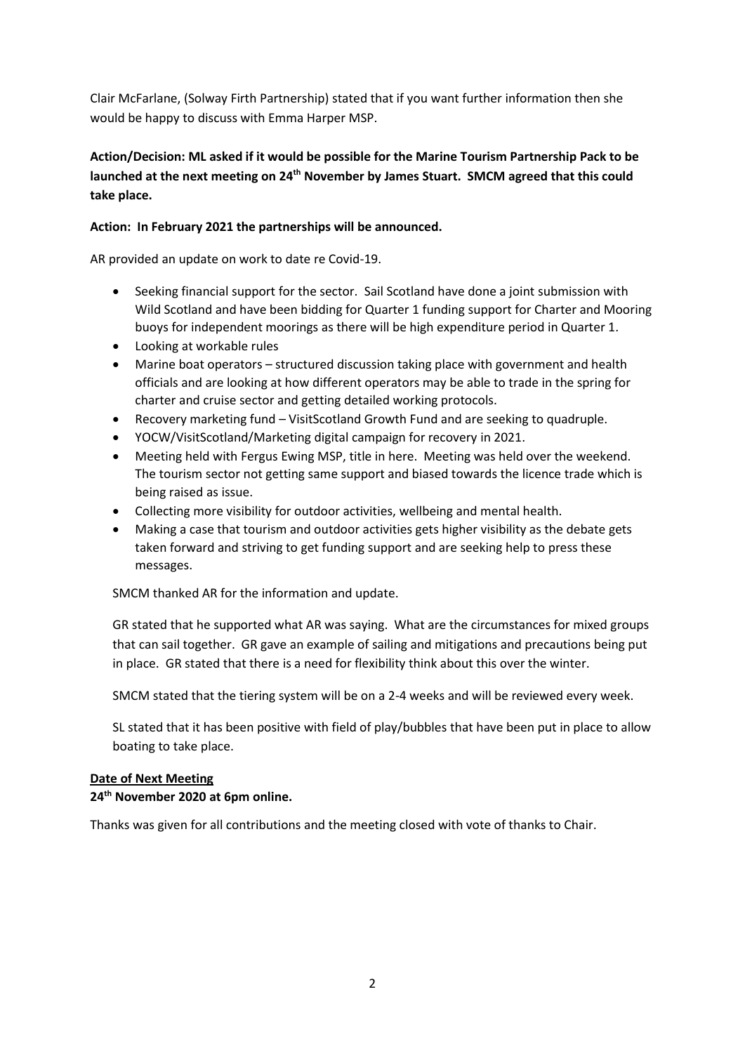Clair McFarlane, (Solway Firth Partnership) stated that if you want further information then she would be happy to discuss with Emma Harper MSP.

**Action/Decision: ML asked if it would be possible for the Marine Tourism Partnership Pack to be launched at the next meeting on 24th November by James Stuart. SMCM agreed that this could take place.**

**Action: In February 2021 the partnerships will be announced.**

AR provided an update on work to date re Covid-19.

- Seeking financial support for the sector. Sail Scotland have done a joint submission with Wild Scotland and have been bidding for Quarter 1 funding support for Charter and Mooring buoys for independent moorings as there will be high expenditure period in Quarter 1.
- Looking at workable rules
- Marine boat operators – structured discussion taking place with government and health officials and are looking at how different operators may be able to trade in the spring for charter and cruise sector and getting detailed working protocols.
- Recovery marketing fund – VisitScotland Growth Fund and are seeking to quadruple.
- YOCW/VisitScotland/Marketing digital campaign for recovery in 2021.
- Meeting held with Fergus Ewing MSP, title in here. Meeting was held over the weekend. The tourism sector not getting same support and biased towards the licence trade which is being raised as issue.
- Collecting more visibility for outdoor activities, wellbeing and mental health.
- Making a case that tourism and outdoor activities gets higher visibility as the debate gets taken forward and striving to get funding support and are seeking help to press these messages.

SMCM thanked AR for the information and update.

GR stated that he supported what AR was saying. What are the circumstances for mixed groups that can sail together. GR gave an example of sailing and mitigations and precautions being put in place. GR stated that there is a need for flexibility think about this over the winter.

SMCM stated that the tiering system will be on a 2-4 weeks and will be reviewed every week.

SL stated that it has been positive with field of play/bubbles that have been put in place to allow boating to take place.

**Date of Next Meeting**

**24th November 2020 at 6pm online.**

Thanks was given for all contributions and the meeting closed with vote of thanks to Chair.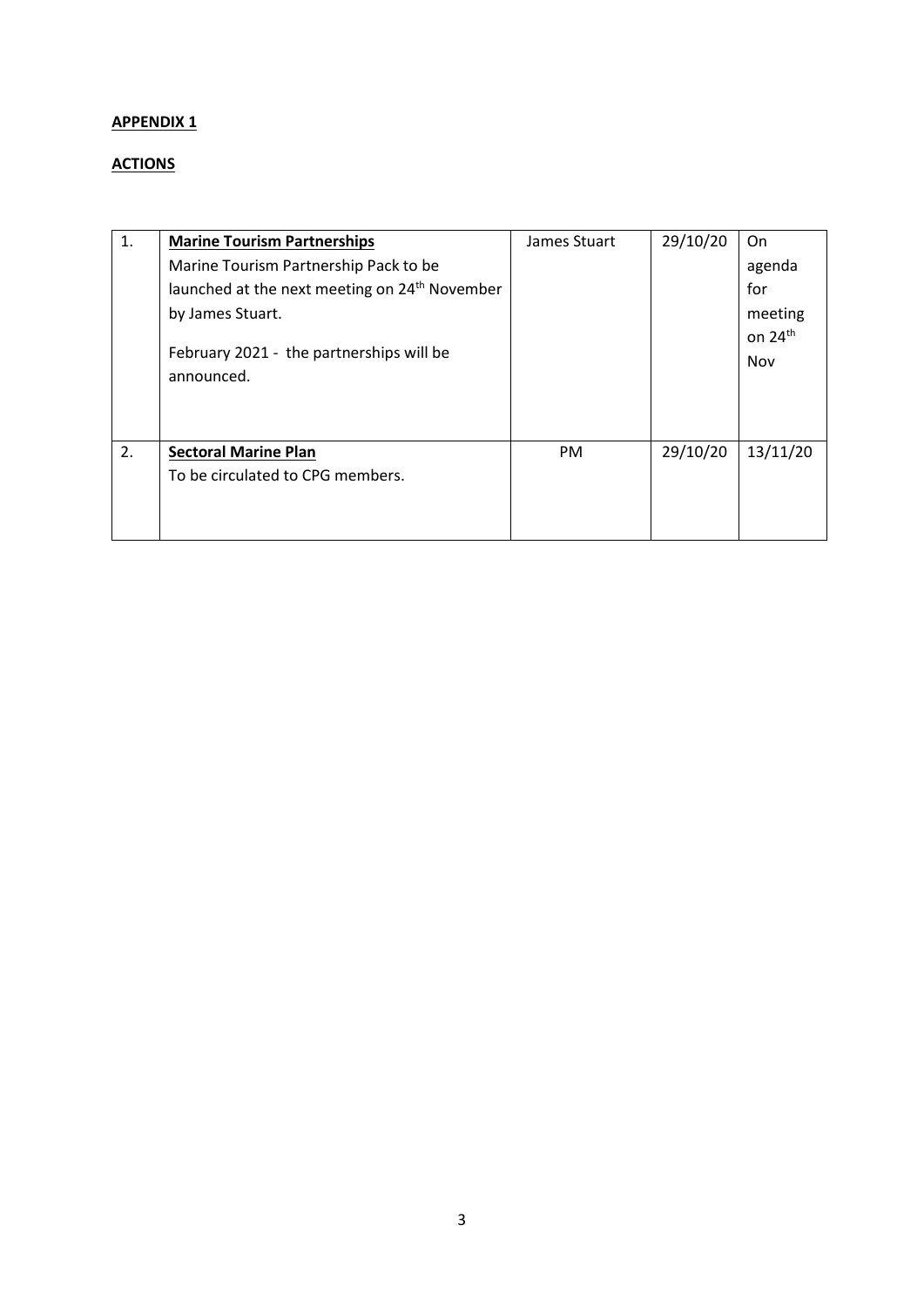**APPENDIX 1**

**ACTIONS**

| | | | | |
|---|---|---|---|---|
| 1. | **Marine Tourism Partnerships**<br>Marine Tourism Partnership Pack to be launched at the next meeting on 24th November by James Stuart.<br><br>February 2021 - the partnerships will be announced. | James Stuart | 29/10/20 | On agenda for meeting on 24th Nov |
| 2. | **Sectoral Marine Plan**<br>To be circulated to CPG members. | PM | 29/10/20 | 13/11/20 |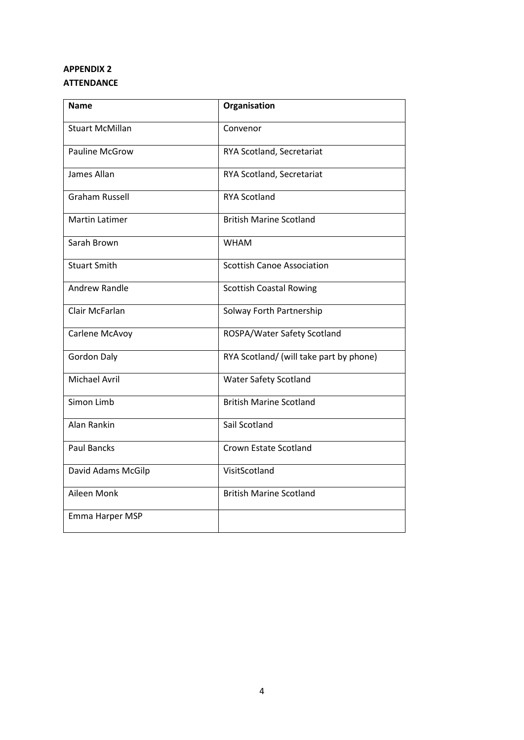**APPENDIX 2**

**ATTENDANCE**

| Name | Organisation |
| --- | --- |
| Stuart McMillan | Convenor |
| Pauline McGrow | RYA Scotland, Secretariat |
| James Allan | RYA Scotland, Secretariat |
| Graham Russell | RYA Scotland |
| Martin Latimer | British Marine Scotland |
| Sarah Brown | WHAM |
| Stuart Smith | Scottish Canoe Association |
| Andrew Randle | Scottish Coastal Rowing |
| Clair McFarlan | Solway Forth Partnership |
| Carlene McAvoy | ROSPA/Water Safety Scotland |
| Gordon Daly | RYA Scotland/ (will take part by phone) |
| Michael Avril | Water Safety Scotland |
| Simon Limb | British Marine Scotland |
| Alan Rankin | Sail Scotland |
| Paul Bancks | Crown Estate Scotland |
| David Adams McGilp | VisitScotland |
| Aileen Monk | British Marine Scotland |
| Emma Harper MSP | |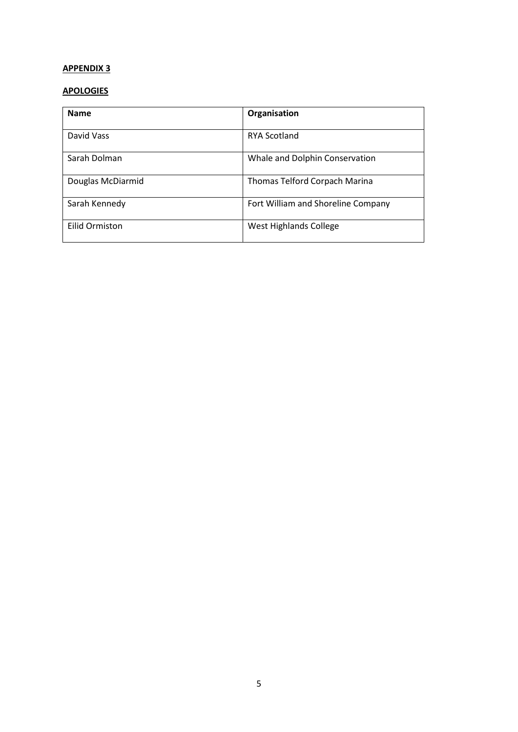**APPENDIX 3**

**APOLOGIES**

| Name | Organisation |
| --- | --- |
| David Vass | RYA Scotland |
| Sarah Dolman | Whale and Dolphin Conservation |
| Douglas McDiarmid | Thomas Telford Corpach Marina |
| Sarah Kennedy | Fort William and Shoreline Company |
| Eilid Ormiston | West Highlands College |